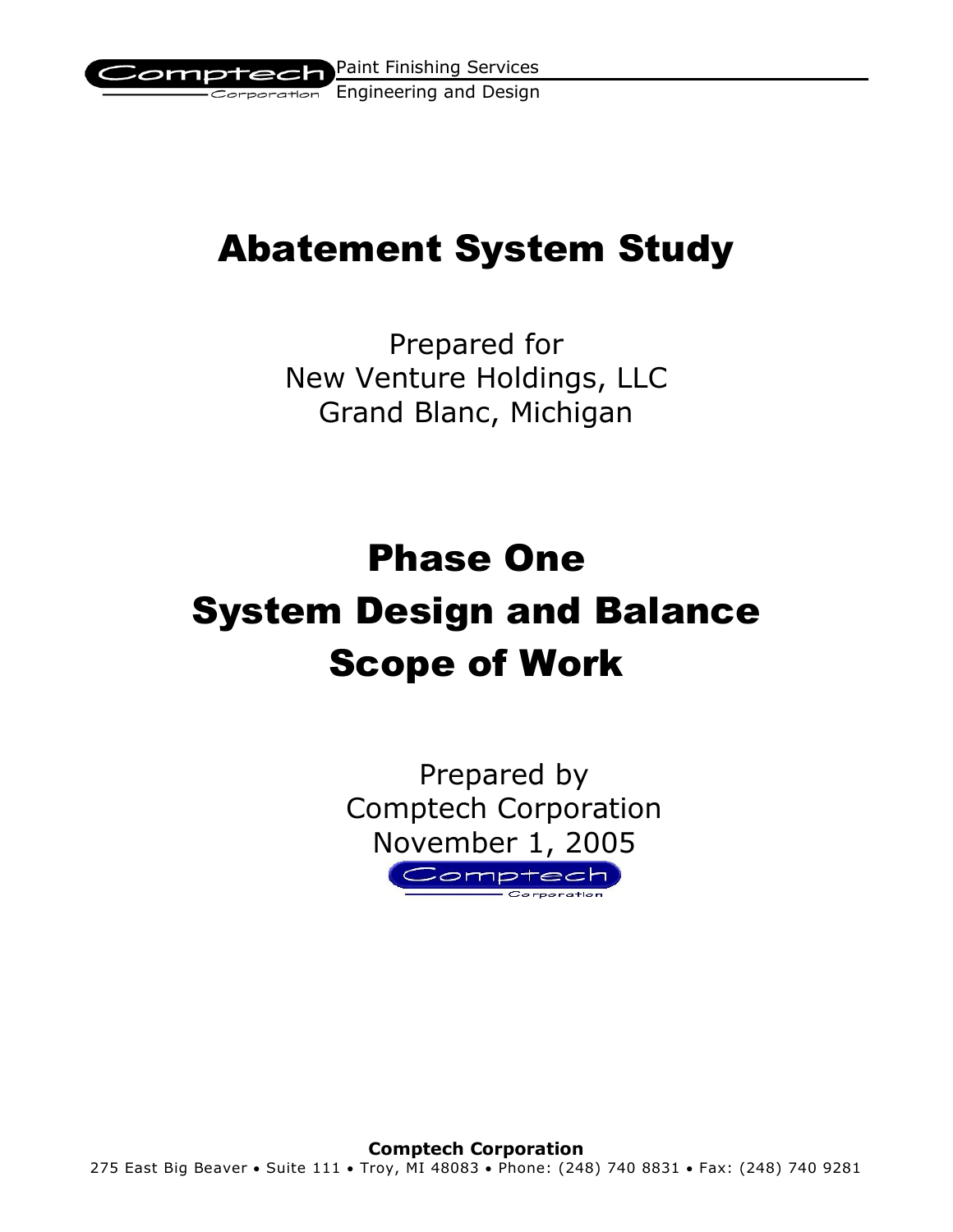# Abatement System Study

Prepared for
New Venture Holdings, LLC
Grand Blanc, Michigan

# Phase One
# System Design and Balance
# Scope of Work

Prepared by
Comptech Corporation
November 1, 2005

**Comptech Corporation**
275 East Big Beaver • Suite 111 • Troy, MI 48083 • Phone: (248) 740 8831 • Fax: (248) 740 9281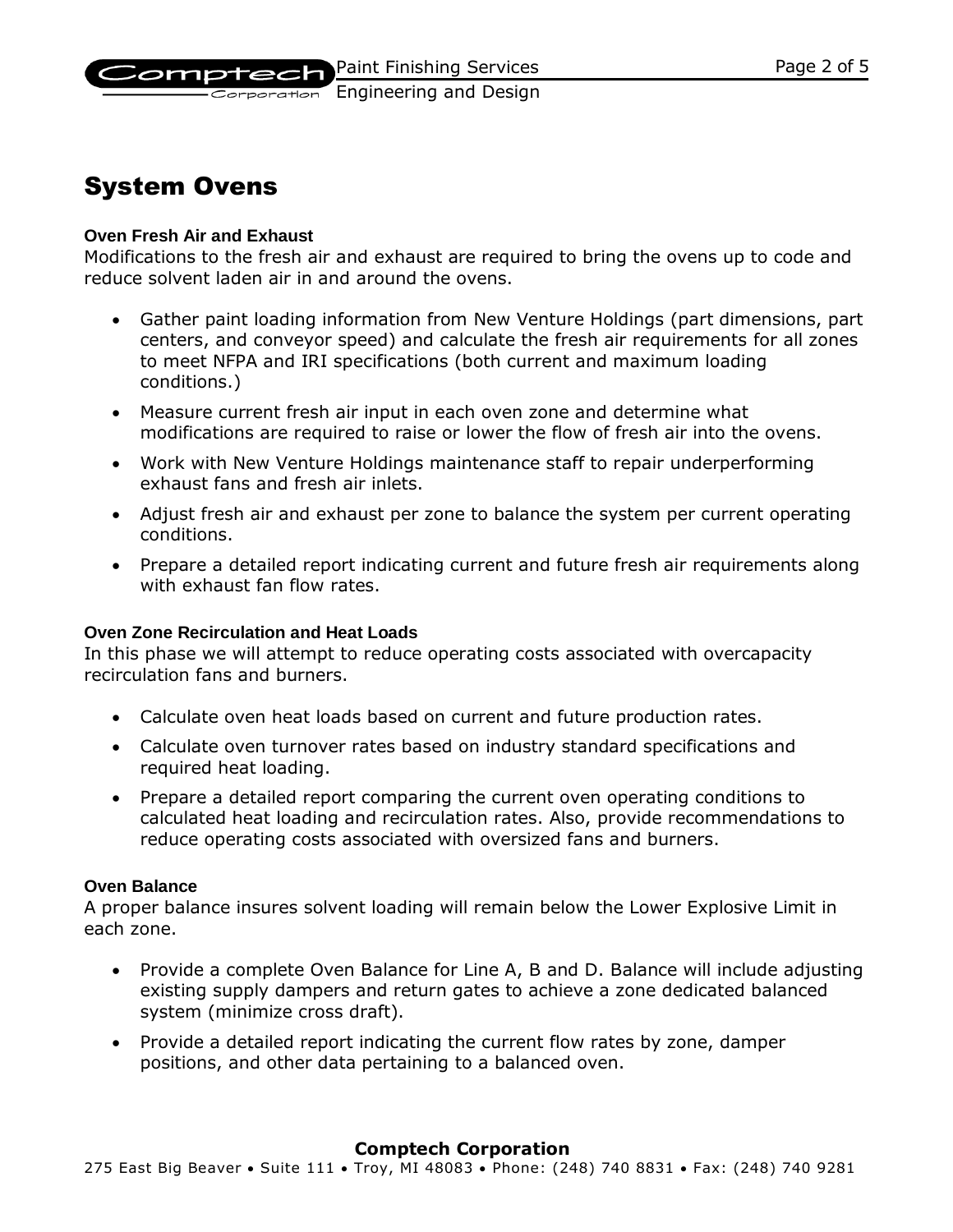# System Ovens

### Oven Fresh Air and Exhaust

Modifications to the fresh air and exhaust are required to bring the ovens up to code and reduce solvent laden air in and around the ovens.

- Gather paint loading information from New Venture Holdings (part dimensions, part centers, and conveyor speed) and calculate the fresh air requirements for all zones to meet NFPA and IRI specifications (both current and maximum loading conditions.)
- Measure current fresh air input in each oven zone and determine what modifications are required to raise or lower the flow of fresh air into the ovens.
- Work with New Venture Holdings maintenance staff to repair underperforming exhaust fans and fresh air inlets.
- Adjust fresh air and exhaust per zone to balance the system per current operating conditions.
- Prepare a detailed report indicating current and future fresh air requirements along with exhaust fan flow rates.

### Oven Zone Recirculation and Heat Loads

In this phase we will attempt to reduce operating costs associated with overcapacity recirculation fans and burners.

- Calculate oven heat loads based on current and future production rates.
- Calculate oven turnover rates based on industry standard specifications and required heat loading.
- Prepare a detailed report comparing the current oven operating conditions to calculated heat loading and recirculation rates. Also, provide recommendations to reduce operating costs associated with oversized fans and burners.

### Oven Balance

A proper balance insures solvent loading will remain below the Lower Explosive Limit in each zone.

- Provide a complete Oven Balance for Line A, B and D. Balance will include adjusting existing supply dampers and return gates to achieve a zone dedicated balanced system (minimize cross draft).
- Provide a detailed report indicating the current flow rates by zone, damper positions, and other data pertaining to a balanced oven.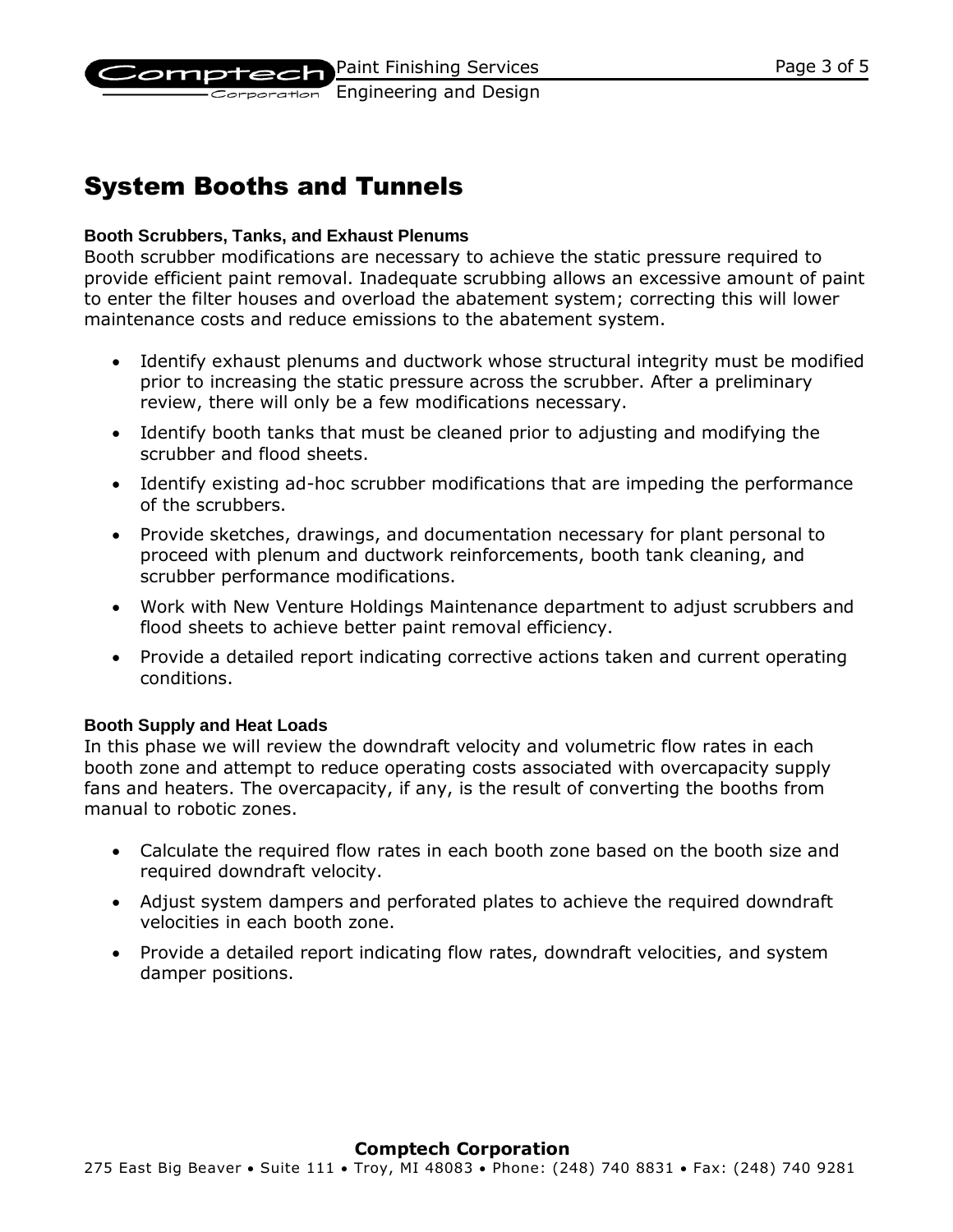# System Booths and Tunnels

### Booth Scrubbers, Tanks, and Exhaust Plenums

Booth scrubber modifications are necessary to achieve the static pressure required to provide efficient paint removal. Inadequate scrubbing allows an excessive amount of paint to enter the filter houses and overload the abatement system; correcting this will lower maintenance costs and reduce emissions to the abatement system.

- Identify exhaust plenums and ductwork whose structural integrity must be modified prior to increasing the static pressure across the scrubber. After a preliminary review, there will only be a few modifications necessary.
- Identify booth tanks that must be cleaned prior to adjusting and modifying the scrubber and flood sheets.
- Identify existing ad-hoc scrubber modifications that are impeding the performance of the scrubbers.
- Provide sketches, drawings, and documentation necessary for plant personal to proceed with plenum and ductwork reinforcements, booth tank cleaning, and scrubber performance modifications.
- Work with New Venture Holdings Maintenance department to adjust scrubbers and flood sheets to achieve better paint removal efficiency.
- Provide a detailed report indicating corrective actions taken and current operating conditions.

### Booth Supply and Heat Loads

In this phase we will review the downdraft velocity and volumetric flow rates in each booth zone and attempt to reduce operating costs associated with overcapacity supply fans and heaters. The overcapacity, if any, is the result of converting the booths from manual to robotic zones.

- Calculate the required flow rates in each booth zone based on the booth size and required downdraft velocity.
- Adjust system dampers and perforated plates to achieve the required downdraft velocities in each booth zone.
- Provide a detailed report indicating flow rates, downdraft velocities, and system damper positions.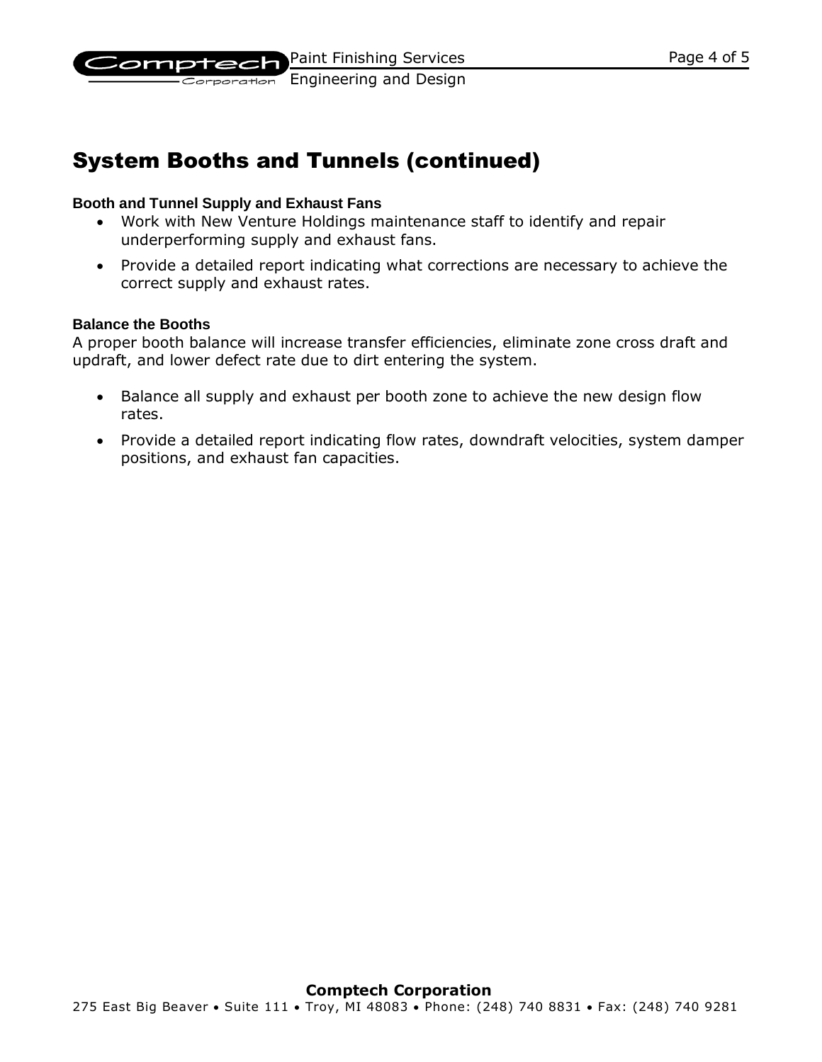# System Booths and Tunnels (continued)

### Booth and Tunnel Supply and Exhaust Fans

- Work with New Venture Holdings maintenance staff to identify and repair underperforming supply and exhaust fans.
- Provide a detailed report indicating what corrections are necessary to achieve the correct supply and exhaust rates.

### Balance the Booths

A proper booth balance will increase transfer efficiencies, eliminate zone cross draft and updraft, and lower defect rate due to dirt entering the system.

- Balance all supply and exhaust per booth zone to achieve the new design flow rates.
- Provide a detailed report indicating flow rates, downdraft velocities, system damper positions, and exhaust fan capacities.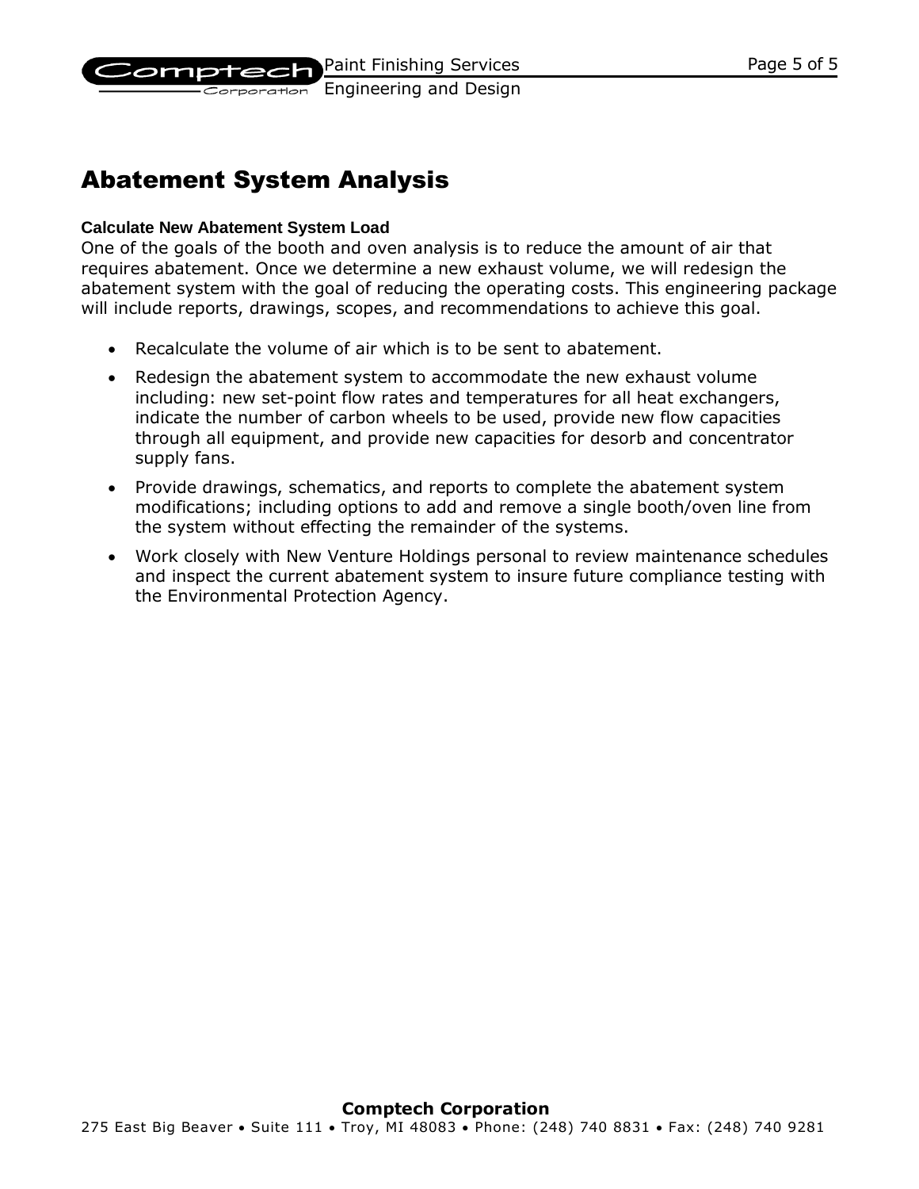# Abatement System Analysis

**Calculate New Abatement System Load**

One of the goals of the booth and oven analysis is to reduce the amount of air that requires abatement. Once we determine a new exhaust volume, we will redesign the abatement system with the goal of reducing the operating costs. This engineering package will include reports, drawings, scopes, and recommendations to achieve this goal.

- Recalculate the volume of air which is to be sent to abatement.
- Redesign the abatement system to accommodate the new exhaust volume including: new set-point flow rates and temperatures for all heat exchangers, indicate the number of carbon wheels to be used, provide new flow capacities through all equipment, and provide new capacities for desorb and concentrator supply fans.
- Provide drawings, schematics, and reports to complete the abatement system modifications; including options to add and remove a single booth/oven line from the system without effecting the remainder of the systems.
- Work closely with New Venture Holdings personal to review maintenance schedules and inspect the current abatement system to insure future compliance testing with the Environmental Protection Agency.